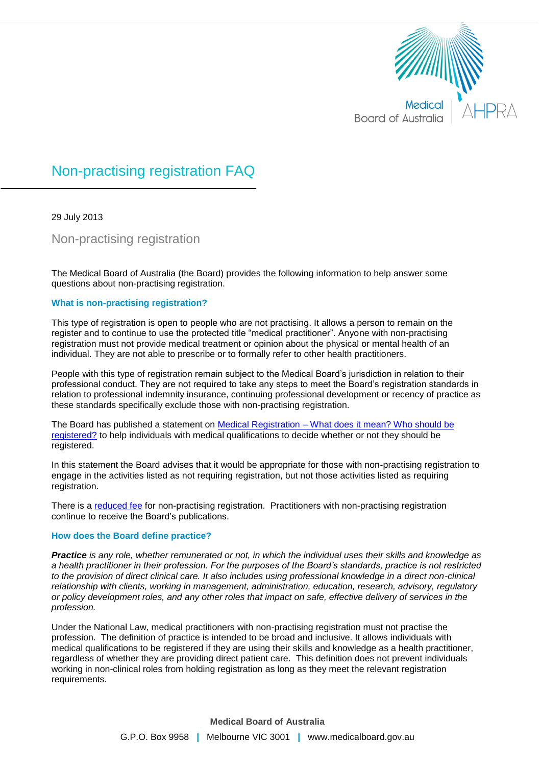# Non-practising registration FAQ

29 July 2013

## Non-practising registration

The Medical Board of Australia (the Board) provides the following information to help answer some questions about non-practising registration.

### What is non-practising registration?

This type of registration is open to people who are not practising. It allows a person to remain on the register and to continue to use the protected title "medical practitioner". Anyone with non-practising registration must not provide medical treatment or opinion about the physical or mental health of an individual. They are not able to prescribe or to formally refer to other health practitioners.

People with this type of registration remain subject to the Medical Board's jurisdiction in relation to their professional conduct. They are not required to take any steps to meet the Board's registration standards in relation to professional indemnity insurance, continuing professional development or recency of practice as these standards specifically exclude those with non-practising registration.

The Board has published a statement on [Medical Registration – What does it mean? Who should be registered?]() to help individuals with medical qualifications to decide whether or not they should be registered.

In this statement the Board advises that it would be appropriate for those with non-practising registration to engage in the activities listed as not requiring registration, but not those activities listed as requiring registration.

There is a [reduced fee]() for non-practising registration. Practitioners with non-practising registration continue to receive the Board's publications.

### How does the Board define practice?

***Practice*** *is any role, whether remunerated or not, in which the individual uses their skills and knowledge as a health practitioner in their profession. For the purposes of the Board's standards, practice is not restricted to the provision of direct clinical care. It also includes using professional knowledge in a direct non-clinical relationship with clients, working in management, administration, education, research, advisory, regulatory or policy development roles, and any other roles that impact on safe, effective delivery of services in the profession.*

Under the National Law, medical practitioners with non-practising registration must not practise the profession. The definition of practice is intended to be broad and inclusive. It allows individuals with medical qualifications to be registered if they are using their skills and knowledge as a health practitioner, regardless of whether they are providing direct patient care. This definition does not prevent individuals working in non-clinical roles from holding registration as long as they meet the relevant registration requirements.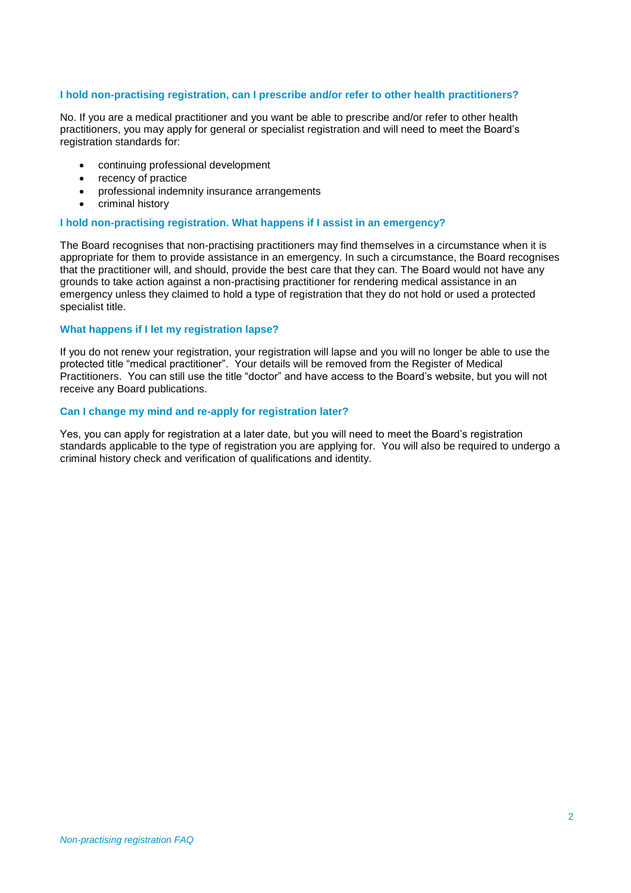### I hold non-practising registration, can I prescribe and/or refer to other health practitioners?

No. If you are a medical practitioner and you want be able to prescribe and/or refer to other health practitioners, you may apply for general or specialist registration and will need to meet the Board's registration standards for:

- continuing professional development
- recency of practice
- professional indemnity insurance arrangements
- criminal history

### I hold non-practising registration. What happens if I assist in an emergency?

The Board recognises that non-practising practitioners may find themselves in a circumstance when it is appropriate for them to provide assistance in an emergency. In such a circumstance, the Board recognises that the practitioner will, and should, provide the best care that they can. The Board would not have any grounds to take action against a non-practising practitioner for rendering medical assistance in an emergency unless they claimed to hold a type of registration that they do not hold or used a protected specialist title.

### What happens if I let my registration lapse?

If you do not renew your registration, your registration will lapse and you will no longer be able to use the protected title "medical practitioner". Your details will be removed from the Register of Medical Practitioners. You can still use the title "doctor" and have access to the Board's website, but you will not receive any Board publications.

### Can I change my mind and re-apply for registration later?

Yes, you can apply for registration at a later date, but you will need to meet the Board's registration standards applicable to the type of registration you are applying for. You will also be required to undergo a criminal history check and verification of qualifications and identity.